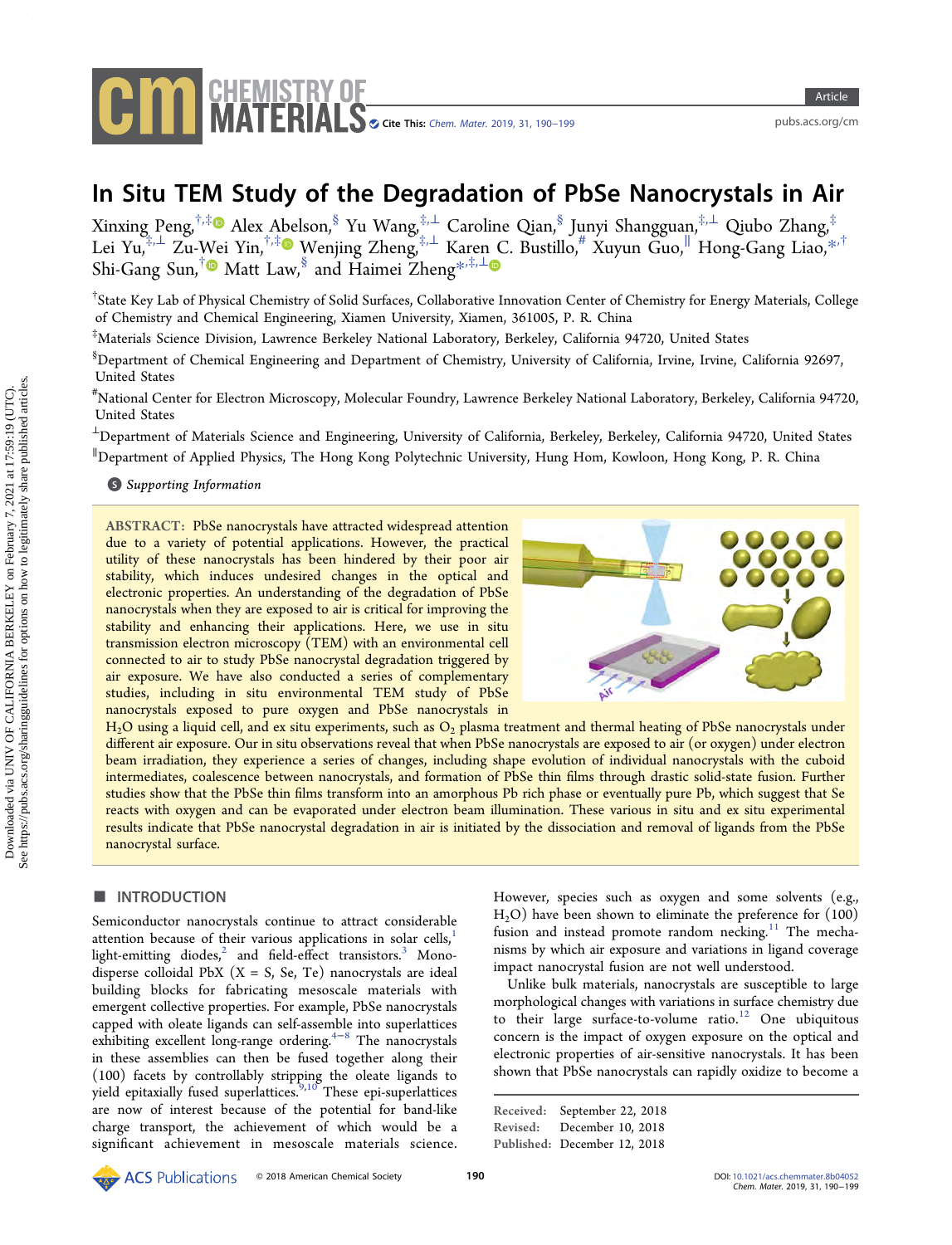# In Situ TEM Study of the Degradation of PbSe Nanocrystals in Air

Xinxing Peng,[†,‡] Alex Abelson,[§] Yu Wang,[‡,⊥] Caroline Qian,[§] Junyi Shangguan,[‡,⊥] Qiubo Zhang,[‡] Lei Yu,[‡,⊥] Zu-Wei Yin,[†,‡] Wenjing Zheng,[‡,⊥] Karen C. Bustillo,[#] Xuyun Guo,[∥] Hong-Gang Liao,[*,†] Shi-Gang Sun,[†] Matt Law,[§] and Haimei Zheng[*,‡,⊥]

[†]State Key Lab of Physical Chemistry of Solid Surfaces, Collaborative Innovation Center of Chemistry for Energy Materials, College of Chemistry and Chemical Engineering, Xiamen University, Xiamen, 361005, P. R. China

[‡]Materials Science Division, Lawrence Berkeley National Laboratory, Berkeley, California 94720, United States

[§]Department of Chemical Engineering and Department of Chemistry, University of California, Irvine, Irvine, California 92697, United States

[#]National Center for Electron Microscopy, Molecular Foundry, Lawrence Berkeley National Laboratory, Berkeley, California 94720, United States

[⊥]Department of Materials Science and Engineering, University of California, Berkeley, Berkeley, California 94720, United States

[∥]Department of Applied Physics, The Hong Kong Polytechnic University, Hung Hom, Kowloon, Hong Kong, P. R. China

*Supporting Information*

**ABSTRACT:** PbSe nanocrystals have attracted widespread attention due to a variety of potential applications. However, the practical utility of these nanocrystals has been hindered by their poor air stability, which induces undesired changes in the optical and electronic properties. An understanding of the degradation of PbSe nanocrystals when they are exposed to air is critical for improving the stability and enhancing their applications. Here, we use in situ transmission electron microscopy (TEM) with an environmental cell connected to air to study PbSe nanocrystal degradation triggered by air exposure. We have also conducted a series of complementary studies, including in situ environmental TEM study of PbSe nanocrystals exposed to pure oxygen and PbSe nanocrystals in $H_2O$ using a liquid cell, and ex situ experiments, such as $O_2$ plasma treatment and thermal heating of PbSe nanocrystals under different air exposure. Our in situ observations reveal that when PbSe nanocrystals are exposed to air (or oxygen) under electron beam irradiation, they experience a series of changes, including shape evolution of individual nanocrystals with the cuboid intermediates, coalescence between nanocrystals, and formation of PbSe thin films through drastic solid-state fusion. Further studies show that the PbSe thin films transform into an amorphous Pb rich phase or eventually pure Pb, which suggest that Se reacts with oxygen and can be evaporated under electron beam illumination. These various in situ and ex situ experimental results indicate that PbSe nanocrystal degradation in air is initiated by the dissociation and removal of ligands from the PbSe nanocrystal surface.

## INTRODUCTION

Semiconductor nanocrystals continue to attract considerable attention because of their various applications in solar cells,[1] light-emitting diodes,[2] and field-effect transistors.[3] Monodisperse colloidal PbX (X = S, Se, Te) nanocrystals are ideal building blocks for fabricating mesoscale materials with emergent collective properties. For example, PbSe nanocrystals capped with oleate ligands can self-assemble into superlattices exhibiting excellent long-range ordering.[4−8] The nanocrystals in these assemblies can then be fused together along their (100) facets by controllably stripping the oleate ligands to yield epitaxially fused superlattices.[9,10] These epi-superlattices are now of interest because of the potential for band-like charge transport, the achievement of which would be a significant achievement in mesoscale materials science. However, species such as oxygen and some solvents (e.g., $H_2O$) have been shown to eliminate the preference for (100) fusion and instead promote random necking.[11] The mechanisms by which air exposure and variations in ligand coverage impact nanocrystal fusion are not well understood.

Unlike bulk materials, nanocrystals are susceptible to large morphological changes with variations in surface chemistry due to their large surface-to-volume ratio.[12] One ubiquitous concern is the impact of oxygen exposure on the optical and electronic properties of air-sensitive nanocrystals. It has been shown that PbSe nanocrystals can rapidly oxidize to become a

Received: September 22, 2018
Revised: December 10, 2018
Published: December 12, 2018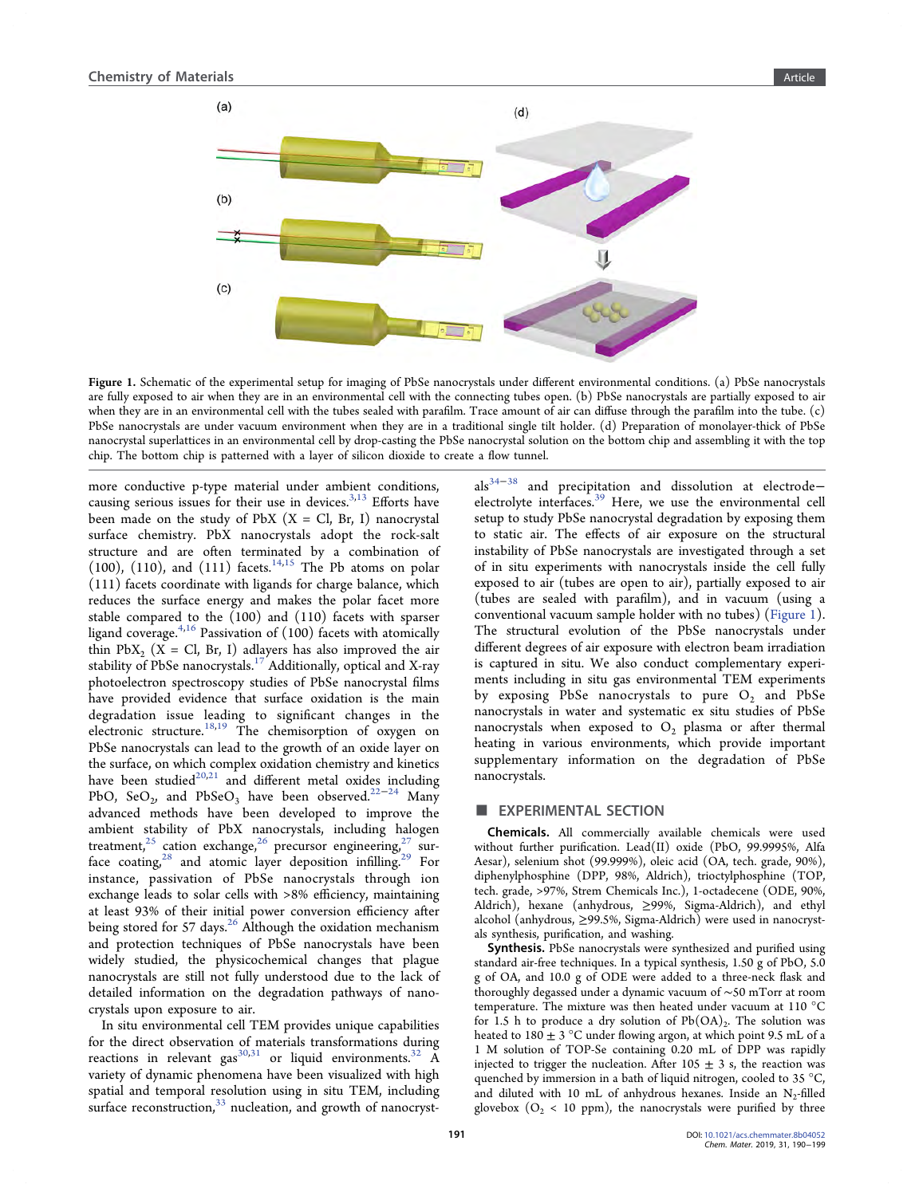Figure 1. Schematic of the experimental setup for imaging of PbSe nanocrystals under different environmental conditions. (a) PbSe nanocrystals are fully exposed to air when they are in an environmental cell with the connecting tubes open. (b) PbSe nanocrystals are partially exposed to air when they are in an environmental cell with the tubes sealed with parafilm. Trace amount of air can diffuse through the parafilm into the tube. (c) PbSe nanocrystals are under vacuum environment when they are in a traditional single tilt holder. (d) Preparation of monolayer-thick of PbSe nanocrystal superlattices in an environmental cell by drop-casting the PbSe nanocrystal solution on the bottom chip and assembling it with the top chip. The bottom chip is patterned with a layer of silicon dioxide to create a flow tunnel.

more conductive p-type material under ambient conditions, causing serious issues for their use in devices.[3,13] Efforts have been made on the study of PbX (X = Cl, Br, I) nanocrystal surface chemistry. PbX nanocrystals adopt the rock-salt structure and are often terminated by a combination of (100), (110), and (111) facets.[14,15] The Pb atoms on polar (111) facets coordinate with ligands for charge balance, which reduces the surface energy and makes the polar facet more stable compared to the (100) and (110) facets with sparser ligand coverage.[4,16] Passivation of (100) facets with atomically thin $PbX_2$ (X = Cl, Br, I) adlayers has also improved the air stability of PbSe nanocrystals.[17] Additionally, optical and X-ray photoelectron spectroscopy studies of PbSe nanocrystal films have provided evidence that surface oxidation is the main degradation issue leading to significant changes in the electronic structure.[18,19] The chemisorption of oxygen on PbSe nanocrystals can lead to the growth of an oxide layer on the surface, on which complex oxidation chemistry and kinetics have been studied[20,21] and different metal oxides including PbO, $SeO_2$, and $PbSeO_3$ have been observed.[22−24] Many advanced methods have been developed to improve the ambient stability of PbX nanocrystals, including halogen treatment,[25] cation exchange,[26] precursor engineering,[27] surface coating,[28] and atomic layer deposition infilling.[29] For instance, passivation of PbSe nanocrystals through ion exchange leads to solar cells with >8% efficiency, maintaining at least 93% of their initial power conversion efficiency after being stored for 57 days.[26] Although the oxidation mechanism and protection techniques of PbSe nanocrystals have been widely studied, the physicochemical changes that plague nanocrystals are still not fully understood due to the lack of detailed information on the degradation pathways of nanocrystals upon exposure to air.

In situ environmental cell TEM provides unique capabilities for the direct observation of materials transformations during reactions in relevant gas[30,31] or liquid environments.[32] A variety of dynamic phenomena have been visualized with high spatial and temporal resolution using in situ TEM, including surface reconstruction,[33] nucleation, and growth of nanocrystals[34−38] and precipitation and dissolution at electrode−electrolyte interfaces.[39] Here, we use the environmental cell setup to study PbSe nanocrystal degradation by exposing them to static air. The effects of air exposure on the structural instability of PbSe nanocrystals are investigated through a set of in situ experiments with nanocrystals inside the cell fully exposed to air (tubes are open to air), partially exposed to air (tubes are sealed with parafilm), and in vacuum (using a conventional vacuum sample holder with no tubes) (Figure 1). The structural evolution of the PbSe nanocrystals under different degrees of air exposure with electron beam irradiation is captured in situ. We also conduct complementary experiments including in situ gas environmental TEM experiments by exposing PbSe nanocrystals to pure $O_2$ and PbSe nanocrystals in water and systematic ex situ studies of PbSe nanocrystals when exposed to $O_2$ plasma or after thermal heating in various environments, which provide important supplementary information on the degradation of PbSe nanocrystals.

## EXPERIMENTAL SECTION

**Chemicals.** All commercially available chemicals were used without further purification. Lead(II) oxide (PbO, 99.9995%, Alfa Aesar), selenium shot (99.999%), oleic acid (OA, tech. grade, 90%), diphenylphosphine (DPP, 98%, Aldrich), trioctylphosphine (TOP, tech. grade, >97%, Strem Chemicals Inc.), 1-octadecene (ODE, 90%, Aldrich), hexane (anhydrous, ≥99%, Sigma-Aldrich), and ethyl alcohol (anhydrous, ≥99.5%, Sigma-Aldrich) were used in nanocrystals synthesis, purification, and washing.

**Synthesis.** PbSe nanocrystals were synthesized and purified using standard air-free techniques. In a typical synthesis, 1.50 g of PbO, 5.0 g of OA, and 10.0 g of ODE were added to a three-neck flask and thoroughly degassed under a dynamic vacuum of ∼50 mTorr at room temperature. The mixture was then heated under vacuum at 110 °C for 1.5 h to produce a dry solution of $Pb(OA)_2$. The solution was heated to 180 ± 3 °C under flowing argon, at which point 9.5 mL of a 1 M solution of TOP-Se containing 0.20 mL of DPP was rapidly injected to trigger the nucleation. After 105 ± 3 s, the reaction was quenched by immersion in a bath of liquid nitrogen, cooled to 35 °C, and diluted with 10 mL of anhydrous hexanes. Inside an $N_2$-filled glovebox ($O_2$ < 10 ppm), the nanocrystals were purified by three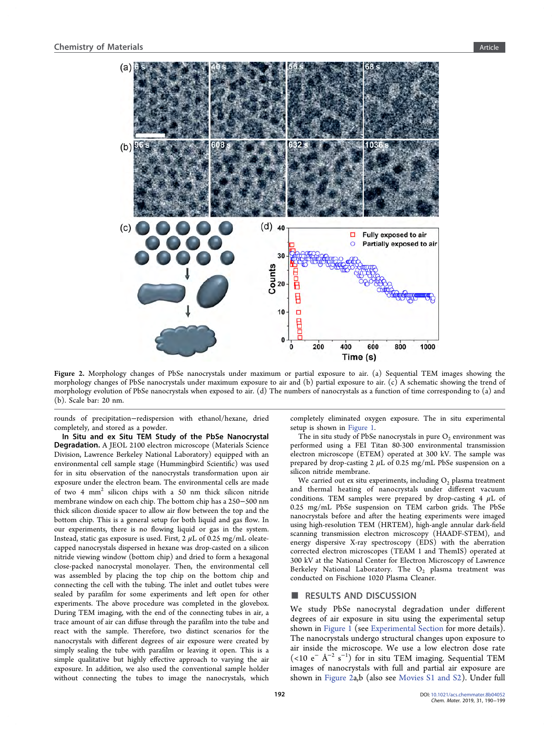Figure 2. Morphology changes of PbSe nanocrystals under maximum or partial exposure to air. (a) Sequential TEM images showing the morphology changes of PbSe nanocrystals under maximum exposure to air and (b) partial exposure to air. (c) A schematic showing the trend of morphology evolution of PbSe nanocrystals when exposed to air. (d) The numbers of nanocrystals as a function of time corresponding to (a) and (b). Scale bar: 20 nm.

rounds of precipitation−redispersion with ethanol/hexane, dried completely, and stored as a powder.

**In Situ and ex Situ TEM Study of the PbSe Nanocrystal Degradation.** A JEOL 2100 electron microscope (Materials Science Division, Lawrence Berkeley National Laboratory) equipped with an environmental cell sample stage (Hummingbird Scientific) was used for in situ observation of the nanocrystals transformation upon air exposure under the electron beam. The environmental cells are made of two 4 $mm^2$ silicon chips with a 50 nm thick silicon nitride membrane window on each chip. The bottom chip has a 250−500 nm thick silicon dioxide spacer to allow air flow between the top and the bottom chip. This is a general setup for both liquid and gas flow. In our experiments, there is no flowing liquid or gas in the system. Instead, static gas exposure is used. First, 2 $\mu$L of 0.25 mg/mL oleate-capped nanocrystals dispersed in hexane was drop-casted on a silicon nitride viewing window (bottom chip) and dried to form a hexagonal close-packed nanocrystal monolayer. Then, the environmental cell was assembled by placing the top chip on the bottom chip and connecting the cell with the tubing. The inlet and outlet tubes were sealed by parafilm for some experiments and left open for other experiments. The above procedure was completed in the glovebox. During TEM imaging, with the end of the connecting tubes in air, a trace amount of air can diffuse through the parafilm into the tube and react with the sample. Therefore, two distinct scenarios for the nanocrystals with different degrees of air exposure were created by simply sealing the tube with parafilm or leaving it open. This is a simple qualitative but highly effective approach to varying the air exposure. In addition, we also used the conventional sample holder without connecting the tubes to image the nanocrystals, which completely eliminated oxygen exposure. The in situ experimental setup is shown in Figure 1.

The in situ study of PbSe nanocrystals in pure $O_2$ environment was performed using a FEI Titan 80-300 environmental transmission electron microscope (ETEM) operated at 300 kV. The sample was prepared by drop-casting 2 $\mu$L of 0.25 mg/mL PbSe suspension on a silicon nitride membrane.

We carried out ex situ experiments, including $O_2$ plasma treatment and thermal heating of nanocrystals under different vacuum conditions. TEM samples were prepared by drop-casting 4 $\mu$L of 0.25 mg/mL PbSe suspension on TEM carbon grids. The PbSe nanocrystals before and after the heating experiments were imaged using high-resolution TEM (HRTEM), high-angle annular dark-field scanning transmission electron microscopy (HAADF-STEM), and energy dispersive X-ray spectroscopy (EDS) with the aberration corrected electron microscopes (TEAM 1 and ThemIS) operated at 300 kV at the National Center for Electron Microscopy of Lawrence Berkeley National Laboratory. The $O_2$ plasma treatment was conducted on Fischione 1020 Plasma Cleaner.

## RESULTS AND DISCUSSION

We study PbSe nanocrystal degradation under different degrees of air exposure in situ using the experimental setup shown in Figure 1 (see Experimental Section for more details). The nanocrystals undergo structural changes upon exposure to air inside the microscope. We use a low electron dose rate ($<10$ $e^- Å^{-2} s^{-1}$) for in situ TEM imaging. Sequential TEM images of nanocrystals with full and partial air exposure are shown in Figure 2a,b (also see Movies S1 and S2). Under full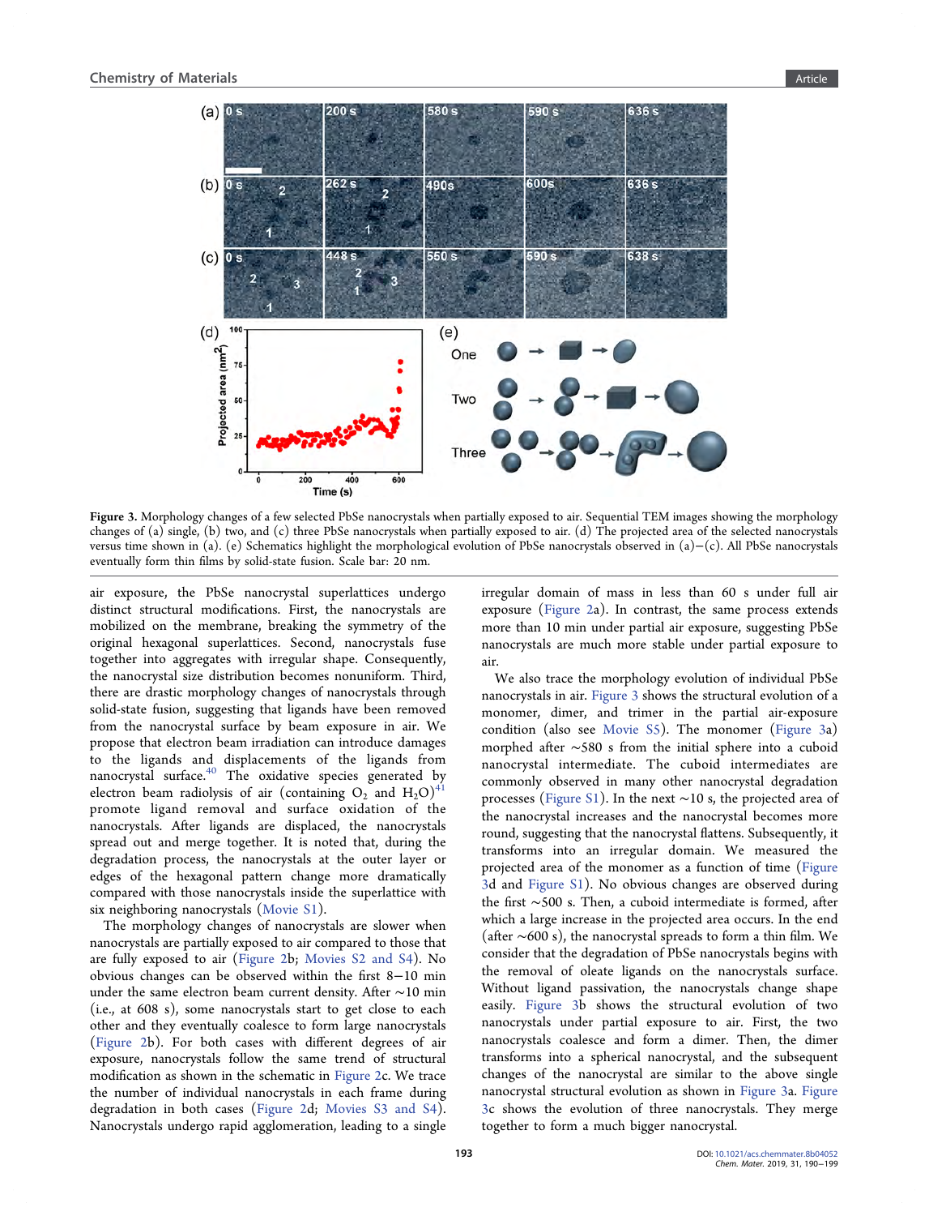Figure 3. Morphology changes of a few selected PbSe nanocrystals when partially exposed to air. Sequential TEM images showing the morphology changes of (a) single, (b) two, and (c) three PbSe nanocrystals when partially exposed to air. (d) The projected area of the selected nanocrystals versus time shown in (a). (e) Schematics highlight the morphological evolution of PbSe nanocrystals observed in (a)−(c). All PbSe nanocrystals eventually form thin films by solid-state fusion. Scale bar: 20 nm.

air exposure, the PbSe nanocrystal superlattices undergo distinct structural modifications. First, the nanocrystals are mobilized on the membrane, breaking the symmetry of the original hexagonal superlattices. Second, nanocrystals fuse together into aggregates with irregular shape. Consequently, the nanocrystal size distribution becomes nonuniform. Third, there are drastic morphology changes of nanocrystals through solid-state fusion, suggesting that ligands have been removed from the nanocrystal surface by beam exposure in air. We propose that electron beam irradiation can introduce damages to the ligands and displacements of the ligands from nanocrystal surface.[40] The oxidative species generated by electron beam radiolysis of air (containing $O_2$ and $H_2O$)[41] promote ligand removal and surface oxidation of the nanocrystals. After ligands are displaced, the nanocrystals spread out and merge together. It is noted that, during the degradation process, the nanocrystals at the outer layer or edges of the hexagonal pattern change more dramatically compared with those nanocrystals inside the superlattice with six neighboring nanocrystals (Movie S1).

The morphology changes of nanocrystals are slower when nanocrystals are partially exposed to air compared to those that are fully exposed to air (Figure 2b; Movies S2 and S4). No obvious changes can be observed within the first 8−10 min under the same electron beam current density. After ∼10 min (i.e., at 608 s), some nanocrystals start to get close to each other and they eventually coalesce to form large nanocrystals (Figure 2b). For both cases with different degrees of air exposure, nanocrystals follow the same trend of structural modification as shown in the schematic in Figure 2c. We trace the number of individual nanocrystals in each frame during degradation in both cases (Figure 2d; Movies S3 and S4). Nanocrystals undergo rapid agglomeration, leading to a single irregular domain of mass in less than 60 s under full air exposure (Figure 2a). In contrast, the same process extends more than 10 min under partial air exposure, suggesting PbSe nanocrystals are much more stable under partial exposure to air.

We also trace the morphology evolution of individual PbSe nanocrystals in air. Figure 3 shows the structural evolution of a monomer, dimer, and trimer in the partial air-exposure condition (also see Movie S5). The monomer (Figure 3a) morphed after ∼580 s from the initial sphere into a cuboid nanocrystal intermediate. The cuboid intermediates are commonly observed in many other nanocrystal degradation processes (Figure S1). In the next ∼10 s, the projected area of the nanocrystal increases and the nanocrystal becomes more round, suggesting that the nanocrystal flattens. Subsequently, it transforms into an irregular domain. We measured the projected area of the monomer as a function of time (Figure 3d and Figure S1). No obvious changes are observed during the first ∼500 s. Then, a cuboid intermediate is formed, after which a large increase in the projected area occurs. In the end (after ∼600 s), the nanocrystal spreads to form a thin film. We consider that the degradation of PbSe nanocrystals begins with the removal of oleate ligands on the nanocrystals surface. Without ligand passivation, the nanocrystals change shape easily. Figure 3b shows the structural evolution of two nanocrystals under partial exposure to air. First, the two nanocrystals coalesce and form a dimer. Then, the dimer transforms into a spherical nanocrystal, and the subsequent changes of the nanocrystal are similar to the above single nanocrystal structural evolution as shown in Figure 3a. Figure 3c shows the evolution of three nanocrystals. They merge together to form a much bigger nanocrystal.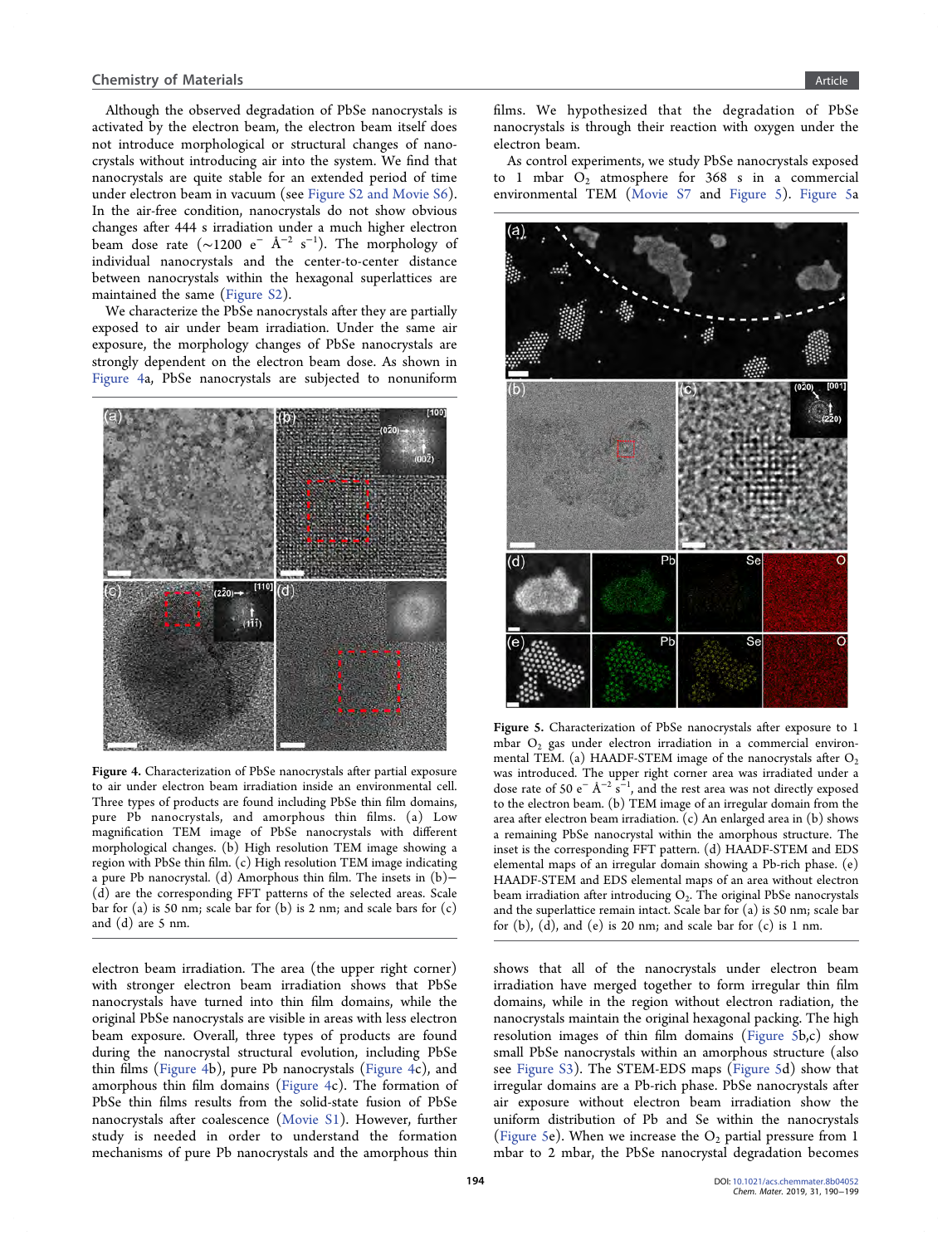Although the observed degradation of PbSe nanocrystals is activated by the electron beam, the electron beam itself does not introduce morphological or structural changes of nanocrystals without introducing air into the system. We find that nanocrystals are quite stable for an extended period of time under electron beam in vacuum (see Figure S2 and Movie S6). In the air-free condition, nanocrystals do not show obvious changes after 444 s irradiation under a much higher electron beam dose rate (~1200 $e^- Å^{-2} s^{-1}$). The morphology of individual nanocrystals and the center-to-center distance between nanocrystals within the hexagonal superlattices are maintained the same (Figure S2).

We characterize the PbSe nanocrystals after they are partially exposed to air under beam irradiation. Under the same air exposure, the morphology changes of PbSe nanocrystals are strongly dependent on the electron beam dose. As shown in Figure 4a, PbSe nanocrystals are subjected to nonuniform electron beam irradiation. The area (the upper right corner) with stronger electron beam irradiation shows that PbSe nanocrystals have turned into thin film domains, while the original PbSe nanocrystals are visible in areas with less electron beam exposure. Overall, three types of products are found during the nanocrystal structural evolution, including PbSe thin films (Figure 4b), pure Pb nanocrystals (Figure 4c), and amorphous thin film domains (Figure 4c). The formation of PbSe thin films results from the solid-state fusion of PbSe nanocrystals after coalescence (Movie S1). However, further study is needed in order to understand the formation mechanisms of pure Pb nanocrystals and the amorphous thin films. We hypothesized that the degradation of PbSe nanocrystals is through their reaction with oxygen under the electron beam.

**Figure 4.** Characterization of PbSe nanocrystals after partial exposure to air under electron beam irradiation inside an environmental cell. Three types of products are found including PbSe thin film domains, pure Pb nanocrystals, and amorphous thin films. (a) Low magnification TEM image of PbSe nanocrystals with different morphological changes. (b) High resolution TEM image showing a region with PbSe thin film. (c) High resolution TEM image indicating a pure Pb nanocrystal. (d) Amorphous thin film. The insets in (b)−(d) are the corresponding FFT patterns of the selected areas. Scale bar for (a) is 50 nm; scale bar for (b) is 2 nm; and scale bars for (c) and (d) are 5 nm.

As control experiments, we study PbSe nanocrystals exposed to 1 mbar $O_2$ atmosphere for 368 s in a commercial environmental TEM (Movie S7 and Figure 5). Figure 5a shows that all of the nanocrystals under electron beam irradiation have merged together to form irregular thin film domains, while in the region without electron radiation, the nanocrystals maintain the original hexagonal packing. The high resolution images of thin film domains (Figure 5b,c) show small PbSe nanocrystals within an amorphous structure (also see Figure S3). The STEM-EDS maps (Figure 5d) show that irregular domains are a Pb-rich phase. PbSe nanocrystals after air exposure without electron beam irradiation show the uniform distribution of Pb and Se within the nanocrystals (Figure 5e). When we increase the $O_2$ partial pressure from 1 mbar to 2 mbar, the PbSe nanocrystal degradation becomes

**Figure 5.** Characterization of PbSe nanocrystals after exposure to 1 mbar $O_2$ gas under electron irradiation in a commercial environmental TEM. (a) HAADF-STEM image of the nanocrystals after $O_2$ was introduced. The upper right corner area was irradiated under a dose rate of 50 $e^- Å^{-2} s^{-1}$, and the rest area was not directly exposed to the electron beam. (b) TEM image of an irregular domain from the area after electron beam irradiation. (c) An enlarged area in (b) shows a remaining PbSe nanocrystal within the amorphous structure. The inset is the corresponding FFT pattern. (d) HAADF-STEM and EDS elemental maps of an irregular domain showing a Pb-rich phase. (e) HAADF-STEM and EDS elemental maps of an area without electron beam irradiation after introducing $O_2$. The original PbSe nanocrystals and the superlattice remain intact. Scale bar for (a) is 50 nm; scale bar for (b), (d), and (e) is 20 nm; and scale bar for (c) is 1 nm.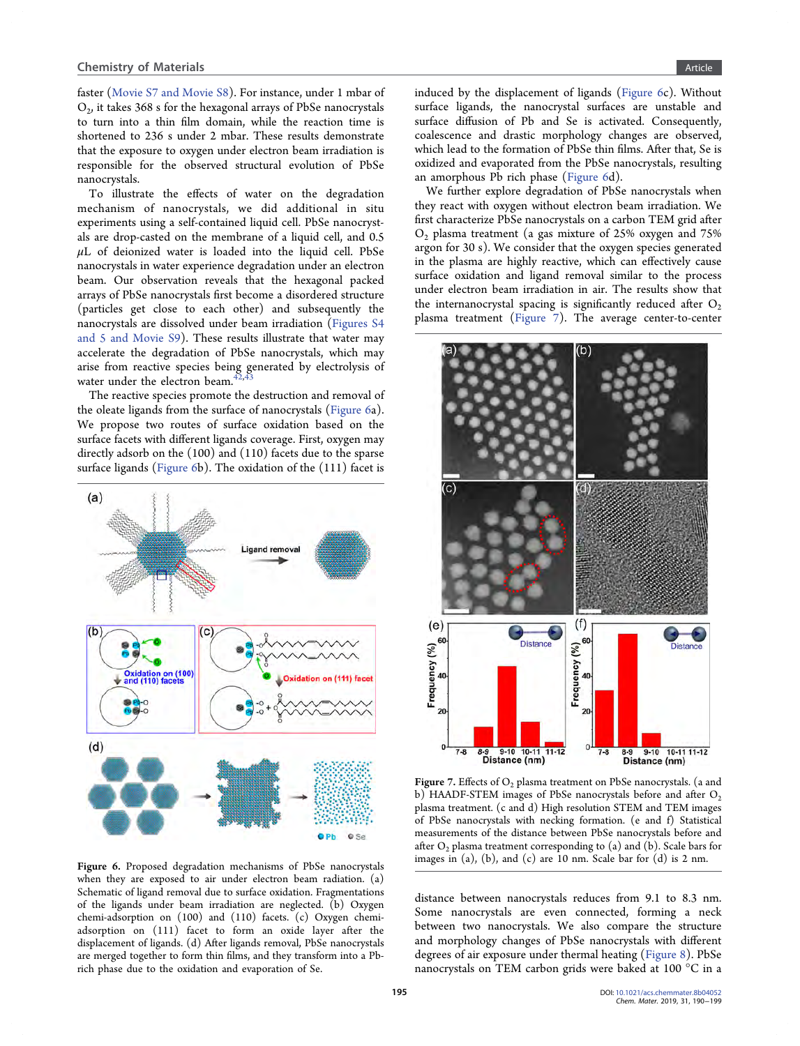faster (Movie S7 and Movie S8). For instance, under 1 mbar of $O_2$, it takes 368 s for the hexagonal arrays of PbSe nanocrystals to turn into a thin film domain, while the reaction time is shortened to 236 s under 2 mbar. These results demonstrate that the exposure to oxygen under electron beam irradiation is responsible for the observed structural evolution of PbSe nanocrystals.

To illustrate the effects of water on the degradation mechanism of nanocrystals, we did additional in situ experiments using a self-contained liquid cell. PbSe nanocrystals are drop-casted on the membrane of a liquid cell, and 0.5 $\mu$L of deionized water is loaded into the liquid cell. PbSe nanocrystals in water experience degradation under an electron beam. Our observation reveals that the hexagonal packed arrays of PbSe nanocrystals first become a disordered structure (particles get close to each other) and subsequently the nanocrystals are dissolved under beam irradiation (Figures S4 and 5 and Movie S9). These results illustrate that water may accelerate the degradation of PbSe nanocrystals, which may arise from reactive species being generated by electrolysis of water under the electron beam.[42,43]

The reactive species promote the destruction and removal of the oleate ligands from the surface of nanocrystals (Figure 6a). We propose two routes of surface oxidation based on the surface facets with different ligands coverage. First, oxygen may directly adsorb on the (100) and (110) facets due to the sparse surface ligands (Figure 6b). The oxidation of the (111) facet is induced by the displacement of ligands (Figure 6c). Without surface ligands, the nanocrystal surfaces are unstable and surface diffusion of Pb and Se is activated. Consequently, coalescence and drastic morphology changes are observed, which lead to the formation of PbSe thin films. After that, Se is oxidized and evaporated from the PbSe nanocrystals, resulting an amorphous Pb rich phase (Figure 6d).

**Figure 6.** Proposed degradation mechanisms of PbSe nanocrystals when they are exposed to air under electron beam radiation. (a) Schematic of ligand removal due to surface oxidation. Fragmentations of the ligands under beam irradiation are neglected. (b) Oxygen chemi-adsorption on (100) and (110) facets. (c) Oxygen chemi-adsorption on (111) facet to form an oxide layer after the displacement of ligands. (d) After ligands removal, PbSe nanocrystals are merged together to form thin films, and they transform into a Pb-rich phase due to the oxidation and evaporation of Se.

We further explore degradation of PbSe nanocrystals when they react with oxygen without electron beam irradiation. We first characterize PbSe nanocrystals on a carbon TEM grid after $O_2$ plasma treatment (a gas mixture of 25% oxygen and 75% argon for 30 s). We consider that the oxygen species generated in the plasma are highly reactive, which can effectively cause surface oxidation and ligand removal similar to the process under electron beam irradiation in air. The results show that the internanocrystal spacing is significantly reduced after $O_2$ plasma treatment (Figure 7). The average center-to-center distance between nanocrystals reduces from 9.1 to 8.3 nm. Some nanocrystals are even connected, forming a neck between two nanocrystals. We also compare the structure and morphology changes of PbSe nanocrystals with different degrees of air exposure under thermal heating (Figure 8). PbSe nanocrystals on TEM carbon grids were baked at 100 °C in a

**Figure 7.** Effects of $O_2$ plasma treatment on PbSe nanocrystals. (a and b) HAADF-STEM images of PbSe nanocrystals before and after $O_2$ plasma treatment. (c and d) High resolution STEM and TEM images of PbSe nanocrystals with necking formation. (e and f) Statistical measurements of the distance between PbSe nanocrystals before and after $O_2$ plasma treatment corresponding to (a) and (b). Scale bars for images in (a), (b), and (c) are 10 nm. Scale bar for (d) is 2 nm.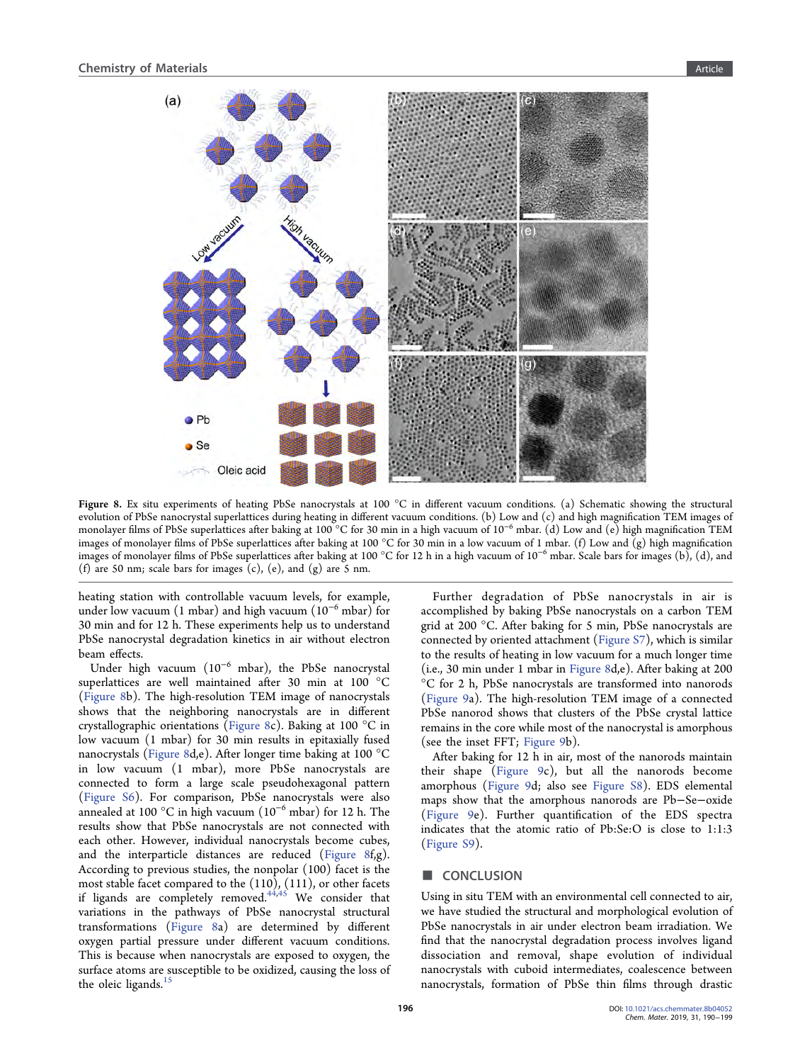Figure 8. Ex situ experiments of heating PbSe nanocrystals at 100 °C in different vacuum conditions. (a) Schematic showing the structural evolution of PbSe nanocrystal superlattices during heating in different vacuum conditions. (b) Low and (c) and high magnification TEM images of monolayer films of PbSe superlattices after baking at 100 °C for 30 min in a high vacuum of $10^{-6}$ mbar. (d) Low and (e) high magnification TEM images of monolayer films of PbSe superlattices after baking at 100 °C for 30 min in a low vacuum of 1 mbar. (f) Low and (g) high magnification images of monolayer films of PbSe superlattices after baking at 100 °C for 12 h in a high vacuum of $10^{-6}$ mbar. Scale bars for images (b), (d), and (f) are 50 nm; scale bars for images (c), (e), and (g) are 5 nm.

heating station with controllable vacuum levels, for example, under low vacuum (1 mbar) and high vacuum ($10^{-6}$ mbar) for 30 min and for 12 h. These experiments help us to understand PbSe nanocrystal degradation kinetics in air without electron beam effects.

Under high vacuum ($10^{-6}$ mbar), the PbSe nanocrystal superlattices are well maintained after 30 min at 100 °C (Figure 8b). The high-resolution TEM image of nanocrystals shows that the neighboring nanocrystals are in different crystallographic orientations (Figure 8c). Baking at 100 °C in low vacuum (1 mbar) for 30 min results in epitaxially fused nanocrystals (Figure 8d,e). After longer time baking at 100 °C in low vacuum (1 mbar), more PbSe nanocrystals are connected to form a large scale pseudohexagonal pattern (Figure S6). For comparison, PbSe nanocrystals were also annealed at 100 °C in high vacuum ($10^{-6}$ mbar) for 12 h. The results show that PbSe nanocrystals are not connected with each other. However, individual nanocrystals become cubes, and the interparticle distances are reduced (Figure 8f,g). According to previous studies, the nonpolar (100) facet is the most stable facet compared to the (110), (111), or other facets if ligands are completely removed.[44,45] We consider that variations in the pathways of PbSe nanocrystal structural transformations (Figure 8a) are determined by different oxygen partial pressure under different vacuum conditions. This is because when nanocrystals are exposed to oxygen, the surface atoms are susceptible to be oxidized, causing the loss of the oleic ligands.[15]

Further degradation of PbSe nanocrystals in air is accomplished by baking PbSe nanocrystals on a carbon TEM grid at 200 °C. After baking for 5 min, PbSe nanocrystals are connected by oriented attachment (Figure S7), which is similar to the results of heating in low vacuum for a much longer time (i.e., 30 min under 1 mbar in Figure 8d,e). After baking at 200 °C for 2 h, PbSe nanocrystals are transformed into nanorods (Figure 9a). The high-resolution TEM image of a connected PbSe nanorod shows that clusters of the PbSe crystal lattice remains in the core while most of the nanocrystal is amorphous (see the inset FFT; Figure 9b).

After baking for 12 h in air, most of the nanorods maintain their shape (Figure 9c), but all the nanorods become amorphous (Figure 9d; also see Figure S8). EDS elemental maps show that the amorphous nanorods are Pb−Se−oxide (Figure 9e). Further quantification of the EDS spectra indicates that the atomic ratio of Pb:Se:O is close to 1:1:3 (Figure S9).

## CONCLUSION

Using in situ TEM with an environmental cell connected to air, we have studied the structural and morphological evolution of PbSe nanocrystals in air under electron beam irradiation. We find that the nanocrystal degradation process involves ligand dissociation and removal, shape evolution of individual nanocrystals with cuboid intermediates, coalescence between nanocrystals, formation of PbSe thin films through drastic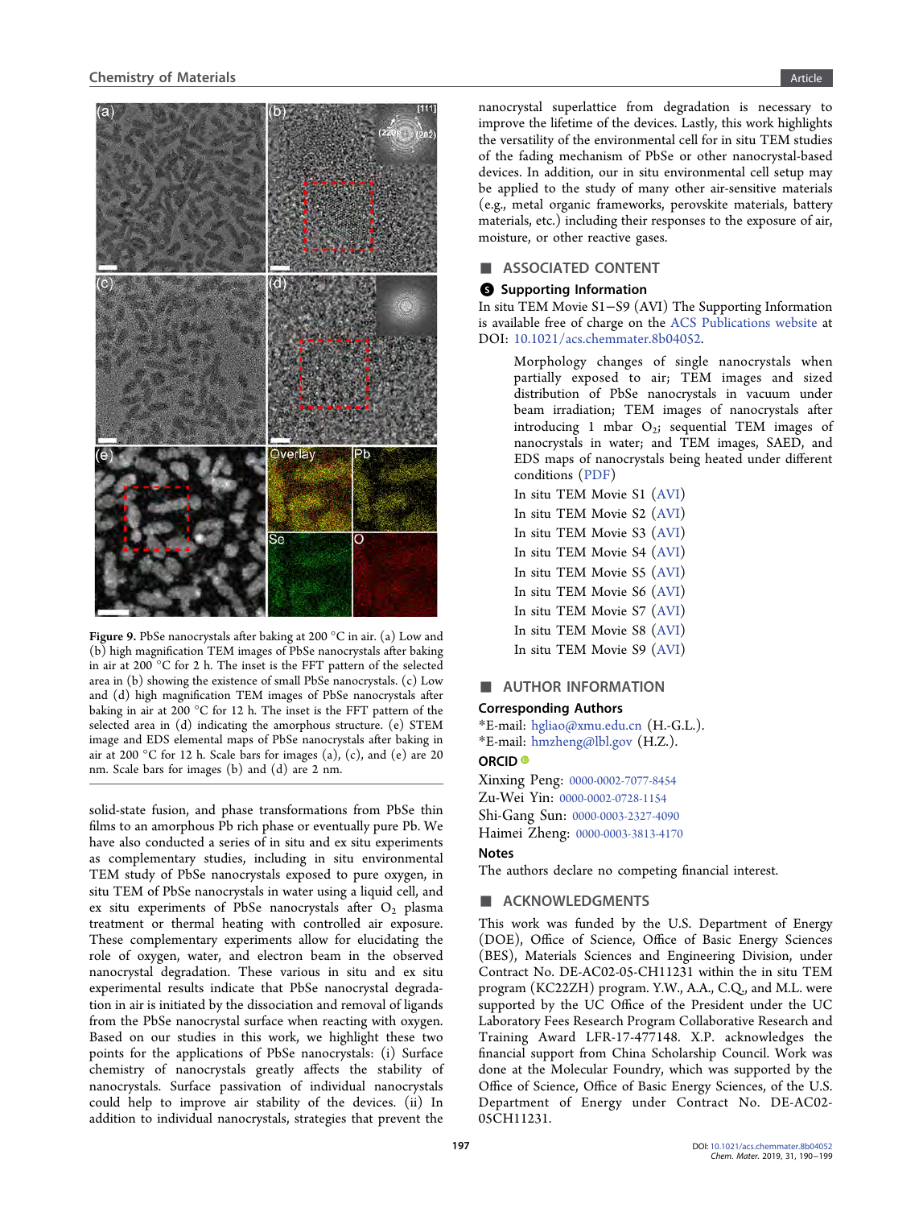Figure 9. PbSe nanocrystals after baking at 200 °C in air. (a) Low and (b) high magnification TEM images of PbSe nanocrystals after baking in air at 200 °C for 2 h. The inset is the FFT pattern of the selected area in (b) showing the existence of small PbSe nanocrystals. (c) Low and (d) high magnification TEM images of PbSe nanocrystals after baking in air at 200 °C for 12 h. The inset is the FFT pattern of the selected area in (d) indicating the amorphous structure. (e) STEM image and EDS elemental maps of PbSe nanocrystals after baking in air at 200 °C for 12 h. Scale bars for images (a), (c), and (e) are 20 nm. Scale bars for images (b) and (d) are 2 nm.

solid-state fusion, and phase transformations from PbSe thin films to an amorphous Pb rich phase or eventually pure Pb. We have also conducted a series of in situ and ex situ experiments as complementary studies, including in situ environmental TEM study of PbSe nanocrystals exposed to pure oxygen, in situ TEM of PbSe nanocrystals in water using a liquid cell, and ex situ experiments of PbSe nanocrystals after $O_2$ plasma treatment or thermal heating with controlled air exposure. These complementary experiments allow for elucidating the role of oxygen, water, and electron beam in the observed nanocrystal degradation. These various in situ and ex situ experimental results indicate that PbSe nanocrystal degradation in air is initiated by the dissociation and removal of ligands from the PbSe nanocrystal surface when reacting with oxygen. Based on our studies in this work, we highlight these two points for the applications of PbSe nanocrystals: (i) Surface chemistry of nanocrystals greatly affects the stability of nanocrystals. Surface passivation of individual nanocrystals could help to improve air stability of the devices. (ii) In addition to individual nanocrystals, strategies that prevent the nanocrystal superlattice from degradation is necessary to improve the lifetime of the devices. Lastly, this work highlights the versatility of the environmental cell for in situ TEM studies of the fading mechanism of PbSe or other nanocrystal-based devices. In addition, our in situ environmental cell setup may be applied to the study of many other air-sensitive materials (e.g., metal organic frameworks, perovskite materials, battery materials, etc.) including their responses to the exposure of air, moisture, or other reactive gases.

## ■ ASSOCIATED CONTENT

### Supporting Information

In situ TEM Movie S1−S9 (AVI) The Supporting Information is available free of charge on the ACS Publications website at DOI: 10.1021/acs.chemmater.8b04052.

> Morphology changes of single nanocrystals when partially exposed to air; TEM images and sized distribution of PbSe nanocrystals in vacuum under beam irradiation; TEM images of nanocrystals after introducing 1 mbar $O_2$; sequential TEM images of nanocrystals in water; and TEM images, SAED, and EDS maps of nanocrystals being heated under different conditions (PDF)
>
> In situ TEM Movie S1 (AVI)
>
> In situ TEM Movie S2 (AVI)
>
> In situ TEM Movie S3 (AVI)
>
> In situ TEM Movie S4 (AVI)
>
> In situ TEM Movie S5 (AVI)
>
> In situ TEM Movie S6 (AVI)
>
> In situ TEM Movie S7 (AVI)
>
> In situ TEM Movie S8 (AVI)
>
> In situ TEM Movie S9 (AVI)

## ■ AUTHOR INFORMATION

### Corresponding Authors

*E-mail: hgliao@xmu.edu.cn (H.-G.L.).

*E-mail: hmzheng@lbl.gov (H.Z.).

### ORCID

Xinxing Peng: 0000-0002-7077-8454

Zu-Wei Yin: 0000-0002-0728-1154

Shi-Gang Sun: 0000-0003-2327-4090

Haimei Zheng: 0000-0003-3813-4170

### Notes

The authors declare no competing financial interest.

## ■ ACKNOWLEDGMENTS

This work was funded by the U.S. Department of Energy (DOE), Office of Science, Office of Basic Energy Sciences (BES), Materials Sciences and Engineering Division, under Contract No. DE-AC02-05-CH11231 within the in situ TEM program (KC22ZH) program. Y.W., A.A., C.Q., and M.L. were supported by the UC Office of the President under the UC Laboratory Fees Research Program Collaborative Research and Training Award LFR-17-477148. X.P. acknowledges the financial support from China Scholarship Council. Work was done at the Molecular Foundry, which was supported by the Office of Science, Office of Basic Energy Sciences, of the U.S. Department of Energy under Contract No. DE-AC02-05CH11231.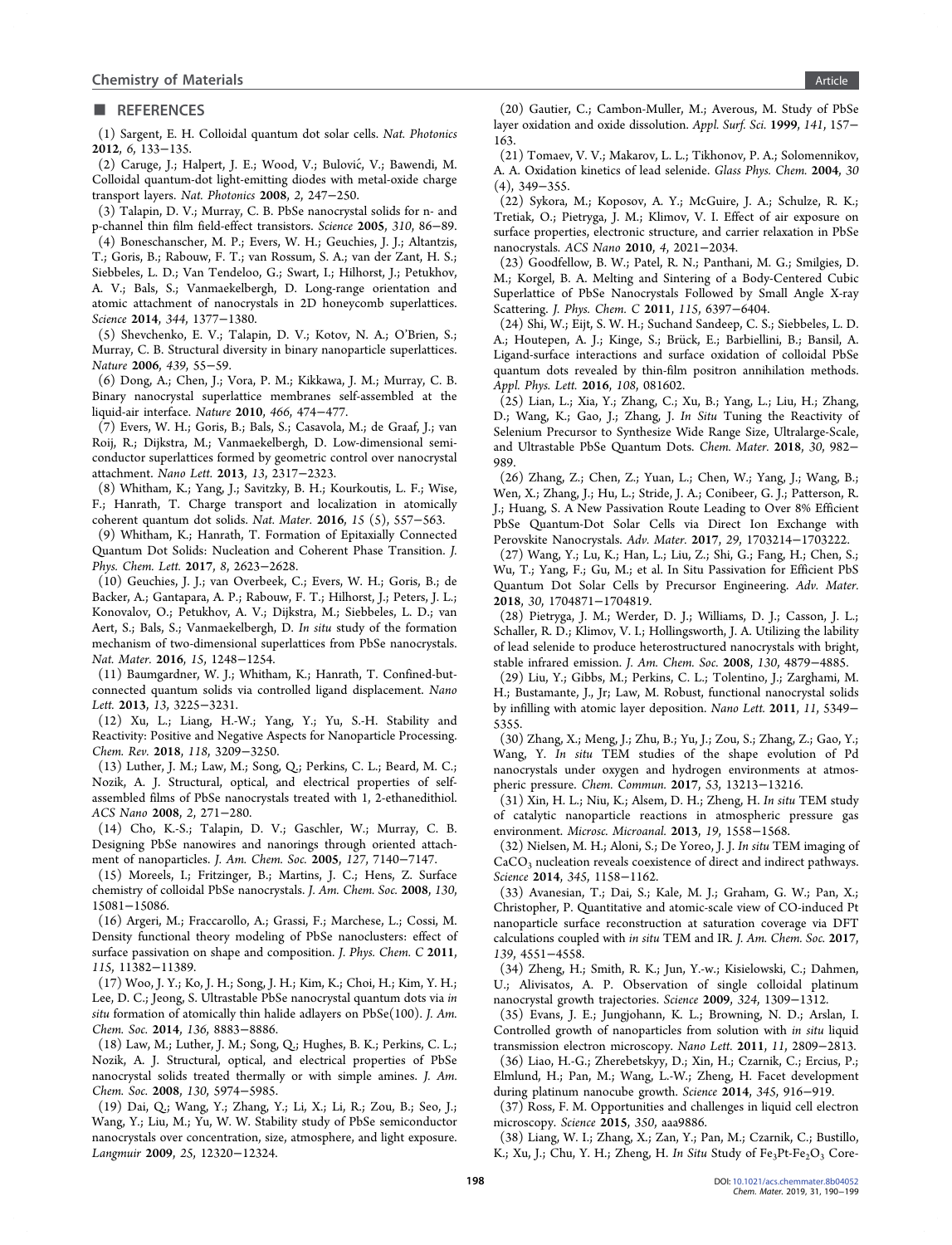## REFERENCES

(1) Sargent, E. H. Colloidal quantum dot solar cells. *Nat. Photonics* **2012**, *6*, 133−135.

(2) Caruge, J.; Halpert, J. E.; Wood, V.; Bulović, V.; Bawendi, M. Colloidal quantum-dot light-emitting diodes with metal-oxide charge transport layers. *Nat. Photonics* **2008**, *2*, 247−250.

(3) Talapin, D. V.; Murray, C. B. PbSe nanocrystal solids for n- and p-channel thin film field-effect transistors. *Science* **2005**, *310*, 86−89.

(4) Boneschanscher, M. P.; Evers, W. H.; Geuchies, J. J.; Altantzis, T.; Goris, B.; Rabouw, F. T.; van Rossum, S. A.; van der Zant, H. S.; Siebbeles, L. D.; Van Tendeloo, G.; Swart, I.; Hilhorst, J.; Petukhov, A. V.; Bals, S.; Vanmaekelbergh, D. Long-range orientation and atomic attachment of nanocrystals in 2D honeycomb superlattices. *Science* **2014**, *344*, 1377−1380.

(5) Shevchenko, E. V.; Talapin, D. V.; Kotov, N. A.; O'Brien, S.; Murray, C. B. Structural diversity in binary nanoparticle superlattices. *Nature* **2006**, *439*, 55−59.

(6) Dong, A.; Chen, J.; Vora, P. M.; Kikkawa, J. M.; Murray, C. B. Binary nanocrystal superlattice membranes self-assembled at the liquid-air interface. *Nature* **2010**, *466*, 474−477.

(7) Evers, W. H.; Goris, B.; Bals, S.; Casavola, M.; de Graaf, J.; van Roij, R.; Dijkstra, M.; Vanmaekelbergh, D. Low-dimensional semiconductor superlattices formed by geometric control over nanocrystal attachment. *Nano Lett.* **2013**, *13*, 2317−2323.

(8) Whitham, K.; Yang, J.; Savitzky, B. H.; Kourkoutis, L. F.; Wise, F.; Hanrath, T. Charge transport and localization in atomically coherent quantum dot solids. *Nat. Mater.* **2016**, *15* (5), 557−563.

(9) Whitham, K.; Hanrath, T. Formation of Epitaxially Connected Quantum Dot Solids: Nucleation and Coherent Phase Transition. *J. Phys. Chem. Lett.* **2017**, *8*, 2623−2628.

(10) Geuchies, J. J.; van Overbeek, C.; Evers, W. H.; Goris, B.; de Backer, A.; Gantapara, A. P.; Rabouw, F. T.; Hilhorst, J.; Peters, J. L.; Konovalov, O.; Petukhov, A. V.; Dijkstra, M.; Siebbeles, L. D.; van Aert, S.; Bals, S.; Vanmaekelbergh, D. *In situ* study of the formation mechanism of two-dimensional superlattices from PbSe nanocrystals. *Nat. Mater.* **2016**, *15*, 1248−1254.

(11) Baumgardner, W. J.; Whitham, K.; Hanrath, T. Confined-but-connected quantum solids via controlled ligand displacement. *Nano Lett.* **2013**, *13*, 3225−3231.

(12) Xu, L.; Liang, H.-W.; Yang, Y.; Yu, S.-H. Stability and Reactivity: Positive and Negative Aspects for Nanoparticle Processing. *Chem. Rev.* **2018**, *118*, 3209−3250.

(13) Luther, J. M.; Law, M.; Song, Q.; Perkins, C. L.; Beard, M. C.; Nozik, A. J. Structural, optical, and electrical properties of self-assembled films of PbSe nanocrystals treated with 1, 2-ethanedithiol. *ACS Nano* **2008**, *2*, 271−280.

(14) Cho, K.-S.; Talapin, D. V.; Gaschler, W.; Murray, C. B. Designing PbSe nanowires and nanorings through oriented attachment of nanoparticles. *J. Am. Chem. Soc.* **2005**, *127*, 7140−7147.

(15) Moreels, I.; Fritzinger, B.; Martins, J. C.; Hens, Z. Surface chemistry of colloidal PbSe nanocrystals. *J. Am. Chem. Soc.* **2008**, *130*, 15081−15086.

(16) Argeri, M.; Fraccarollo, A.; Grassi, F.; Marchese, L.; Cossi, M. Density functional theory modeling of PbSe nanoclusters: effect of surface passivation on shape and composition. *J. Phys. Chem. C* **2011**, *115*, 11382−11389.

(17) Woo, J. Y.; Ko, J. H.; Song, J. H.; Kim, K.; Choi, H.; Kim, Y. H.; Lee, D. C.; Jeong, S. Ultrastable PbSe nanocrystal quantum dots via *in situ* formation of atomically thin halide adlayers on PbSe(100). *J. Am. Chem. Soc.* **2014**, *136*, 8883−8886.

(18) Law, M.; Luther, J. M.; Song, Q.; Hughes, B. K.; Perkins, C. L.; Nozik, A. J. Structural, optical, and electrical properties of PbSe nanocrystal solids treated thermally or with simple amines. *J. Am. Chem. Soc.* **2008**, *130*, 5974−5985.

(19) Dai, Q.; Wang, Y.; Zhang, Y.; Li, X.; Li, R.; Zou, B.; Seo, J.; Wang, Y.; Liu, M.; Yu, W. W. Stability study of PbSe semiconductor nanocrystals over concentration, size, atmosphere, and light exposure. *Langmuir* **2009**, *25*, 12320−12324.

(20) Gautier, C.; Cambon-Muller, M.; Averous, M. Study of PbSe layer oxidation and oxide dissolution. *Appl. Surf. Sci.* **1999**, *141*, 157−163.

(21) Tomaev, V. V.; Makarov, L. L.; Tikhonov, P. A.; Solomennikov, A. A. Oxidation kinetics of lead selenide. *Glass Phys. Chem.* **2004**, *30* (4), 349−355.

(22) Sykora, M.; Koposov, A. Y.; McGuire, J. A.; Schulze, R. K.; Tretiak, O.; Pietryga, J. M.; Klimov, V. I. Effect of air exposure on surface properties, electronic structure, and carrier relaxation in PbSe nanocrystals. *ACS Nano* **2010**, *4*, 2021−2034.

(23) Goodfellow, B. W.; Patel, R. N.; Panthani, M. G.; Smilgies, D. M.; Korgel, B. A. Melting and Sintering of a Body-Centered Cubic Superlattice of PbSe Nanocrystals Followed by Small Angle X-ray Scattering. *J. Phys. Chem. C* **2011**, *115*, 6397−6404.

(24) Shi, W.; Eijt, S. W. H.; Suchand Sandeep, C. S.; Siebbeles, L. D. A.; Houtepen, A. J.; Kinge, S.; Brück, E.; Barbiellini, B.; Bansil, A. Ligand-surface interactions and surface oxidation of colloidal PbSe quantum dots revealed by thin-film positron annihilation methods. *Appl. Phys. Lett.* **2016**, *108*, 081602.

(25) Lian, L.; Xia, Y.; Zhang, C.; Xu, B.; Yang, L.; Liu, H.; Zhang, D.; Wang, K.; Gao, J.; Zhang, J. *In Situ* Tuning the Reactivity of Selenium Precursor to Synthesize Wide Range Size, Ultralarge-Scale, and Ultrastable PbSe Quantum Dots. *Chem. Mater.* **2018**, *30*, 982−989.

(26) Zhang, Z.; Chen, Z.; Yuan, L.; Chen, W.; Yang, J.; Wang, B.; Wen, X.; Zhang, J.; Hu, L.; Stride, J. A.; Conibeer, G. J.; Patterson, R. J.; Huang, S. A New Passivation Route Leading to Over 8% Efficient PbSe Quantum-Dot Solar Cells via Direct Ion Exchange with Perovskite Nanocrystals. *Adv. Mater.* **2017**, *29*, 1703214−1703222.

(27) Wang, Y.; Lu, K.; Han, L.; Liu, Z.; Shi, G.; Fang, H.; Chen, S.; Wu, T.; Yang, F.; Gu, M.; et al. In Situ Passivation for Efficient PbS Quantum Dot Solar Cells by Precursor Engineering. *Adv. Mater.* **2018**, *30*, 1704871−1704819.

(28) Pietryga, J. M.; Werder, D. J.; Williams, D. J.; Casson, J. L.; Schaller, R. D.; Klimov, V. I.; Hollingsworth, J. A. Utilizing the lability of lead selenide to produce heterostructured nanocrystals with bright, stable infrared emission. *J. Am. Chem. Soc.* **2008**, *130*, 4879−4885.

(29) Liu, Y.; Gibbs, M.; Perkins, C. L.; Tolentino, J.; Zarghami, M. H.; Bustamante, J., Jr; Law, M. Robust, functional nanocrystal solids by infilling with atomic layer deposition. *Nano Lett.* **2011**, *11*, 5349−5355.

(30) Zhang, X.; Meng, J.; Zhu, B.; Yu, J.; Zou, S.; Zhang, Z.; Gao, Y.; Wang, Y. *In situ* TEM studies of the shape evolution of Pd nanocrystals under oxygen and hydrogen environments at atmospheric pressure. *Chem. Commun.* **2017**, *53*, 13213−13216.

(31) Xin, H. L.; Niu, K.; Alsem, D. H.; Zheng, H. *In situ* TEM study of catalytic nanoparticle reactions in atmospheric pressure gas environment. *Microsc. Microanal.* **2013**, *19*, 1558−1568.

(32) Nielsen, M. H.; Aloni, S.; De Yoreo, J. J. *In situ* TEM imaging of $CaCO_3$ nucleation reveals coexistence of direct and indirect pathways. *Science* **2014**, *345*, 1158−1162.

(33) Avanesian, T.; Dai, S.; Kale, M. J.; Graham, G. W.; Pan, X.; Christopher, P. Quantitative and atomic-scale view of CO-induced Pt nanoparticle surface reconstruction at saturation coverage via DFT calculations coupled with *in situ* TEM and IR. *J. Am. Chem. Soc.* **2017**, *139*, 4551−4558.

(34) Zheng, H.; Smith, R. K.; Jun, Y.-w.; Kisielowski, C.; Dahmen, U.; Alivisatos, A. P. Observation of single colloidal platinum nanocrystal growth trajectories. *Science* **2009**, *324*, 1309−1312.

(35) Evans, J. E.; Jungjohann, K. L.; Browning, N. D.; Arslan, I. Controlled growth of nanoparticles from solution with *in situ* liquid transmission electron microscopy. *Nano Lett.* **2011**, *11*, 2809−2813.

(36) Liao, H.-G.; Zherebetskyy, D.; Xin, H.; Czarnik, C.; Ercius, P.; Elmlund, H.; Pan, M.; Wang, L.-W.; Zheng, H. Facet development during platinum nanocube growth. *Science* **2014**, *345*, 916−919.

(37) Ross, F. M. Opportunities and challenges in liquid cell electron microscopy. *Science* **2015**, *350*, aaa9886.

(38) Liang, W. I.; Zhang, X.; Zan, Y.; Pan, M.; Czarnik, C.; Bustillo, K.; Xu, J.; Chu, Y. H.; Zheng, H. *In Situ* Study of $Fe_3Pt$-$Fe_2O_3$ Core-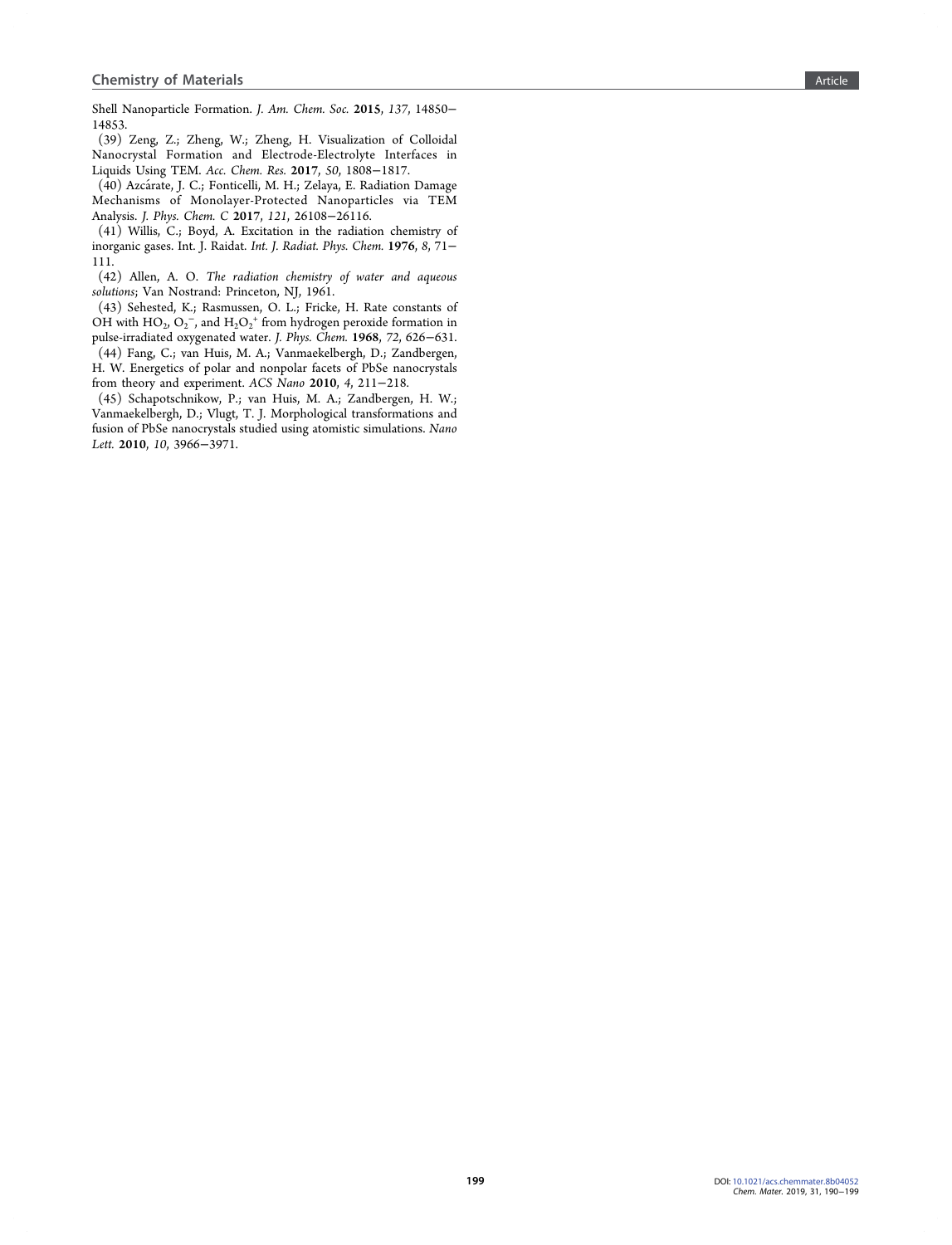Shell Nanoparticle Formation. *J. Am. Chem. Soc.* **2015**, *137*, 14850−14853.

(39) Zeng, Z.; Zheng, W.; Zheng, H. Visualization of Colloidal Nanocrystal Formation and Electrode-Electrolyte Interfaces in Liquids Using TEM. *Acc. Chem. Res.* **2017**, *50*, 1808−1817.

(40) Azcárate, J. C.; Fonticelli, M. H.; Zelaya, E. Radiation Damage Mechanisms of Monolayer-Protected Nanoparticles via TEM Analysis. *J. Phys. Chem. C* **2017**, *121*, 26108−26116.

(41) Willis, C.; Boyd, A. Excitation in the radiation chemistry of inorganic gases. Int. J. Raidat. *Int. J. Radiat. Phys. Chem.* **1976**, *8*, 71−111.

(42) Allen, A. O. *The radiation chemistry of water and aqueous solutions*; Van Nostrand: Princeton, NJ, 1961.

(43) Sehested, K.; Rasmussen, O. L.; Fricke, H. Rate constants of OH with $HO_2$, $O_2^-$, and $H_2O_2^+$ from hydrogen peroxide formation in pulse-irradiated oxygenated water. *J. Phys. Chem.* **1968**, *72*, 626−631.

(44) Fang, C.; van Huis, M. A.; Vanmaekelbergh, D.; Zandbergen, H. W. Energetics of polar and nonpolar facets of PbSe nanocrystals from theory and experiment. *ACS Nano* **2010**, *4*, 211−218.

(45) Schapotschnikow, P.; van Huis, M. A.; Zandbergen, H. W.; Vanmaekelbergh, D.; Vlugt, T. J. Morphological transformations and fusion of PbSe nanocrystals studied using atomistic simulations. *Nano Lett.* **2010**, *10*, 3966−3971.